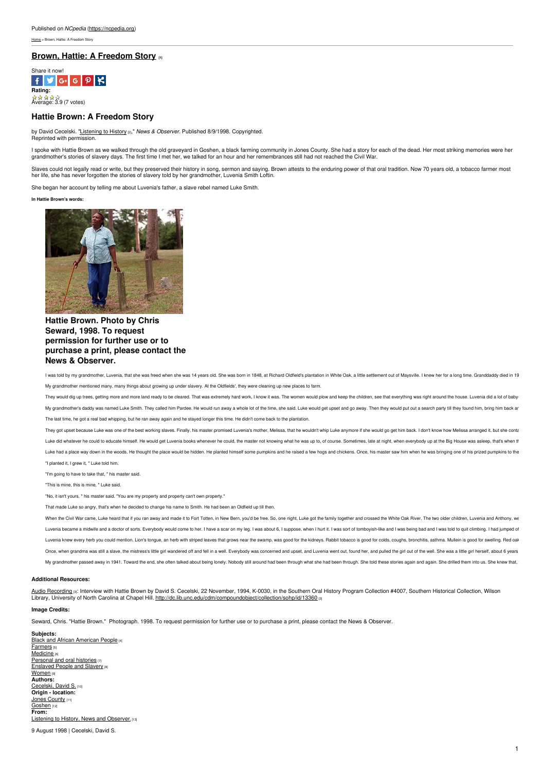Published on *NCpedia* (https://ncpedia.org)

Home > Brown, Hattie: A Freedom Story

# Brown, Hattie: A Freedom Story [1]

Share it now!

**Rating:**

Average: 3.9 (7 votes)

## Hattie Brown: A Freedom Story

by David Cecelski. "Listening to History [2]," *News & Observer*. Published 8/9/1998. Copyrighted. Reprinted with permission.

I spoke with Hattie Brown as we walked through the old graveyard in Goshen, a black farming community in Jones County. She had a story for each of the dead. Her most striking memories were her grandmother's stories of slavery days. The first time I met her, we talked for an hour and her remembrances still had not reached the Civil War.

Slaves could not legally read or write, but they preserved their history in song, sermon and saying. Brown attests to the enduring power of that oral tradition. Now 70 years old, a tobacco farmer most her life, she has never forgotten the stories of slavery told by her grandmother, Luvenia Smith Loftin.

She began her account by telling me about Luvenia's father, a slave rebel named Luke Smith.

**In Hattie Brown's words:**

**Hattie Brown. Photo by Chris Seward, 1998. To request permission for further use or to purchase a print, please contact the News & Observer.**

I was told by my grandmother, Luvenia, that she was freed when she was 14 years old. She was born in 1848, at Richard Oldfield's plantation in White Oak, a little settlement out of Maysville. I knew her for a long time. Granddaddy died in 19

My grandmother mentioned many, many things about growing up under slavery. At the Oldfields', they were cleaning up new places to farm.

They would dig up trees, getting more and more land ready to be cleared. That was extremely hard work, I know it was. The women would plow and keep the children, see that everything was right around the house. Luvenia did a lot of baby-

My grandmother's daddy was named Luke Smith. They called him Pardee. He would run away a whole lot of the time, she said. Luke would get upset and go away. Then they would put out a search party till they found him, bring him back ar

The last time, he got a real bad whipping, but he ran away again and he stayed longer this time. He didn't come back to the plantation.

They got upset because Luke was one of the best working slaves. Finally, his master promised Luvenia's mother, Melissa, that he wouldn't whip Luke anymore if she would go get him back. I don't know how Melissa arranged it, but she conta

Luke did whatever he could to educate himself. He would get Luvenia books whenever he could, the master not knowing what he was up to, of course. Sometimes, late at night, when everybody up at the Big House was asleep, that's when th

Luke had a place way down in the woods. He thought the place would be hidden. He planted himself some pumpkins and he raised a few hogs and chickens. Once, his master saw him when he was bringing one of his prized pumpkins to the

"I planted it, I grew it, " Luke told him.

"I'm going to have to take that, " his master said.

"This is mine, this is mine, " Luke said.

"No, it isn't yours, " his master said. "You are my property and property can't own property."

That made Luke so angry, that's when he decided to change his name to Smith. He had been an Oldfield up till then.

When the Civil War came, Luke heard that if you ran away and made it to Fort Totten, in New Bern, you'd be free. So, one night, Luke got the family together and crossed the White Oak River. The two older children, Luvenia and Anthony, we

Luvenia became a midwife and a doctor of sorts. Everybody would come to her. I have a scar on my leg. I was about 6, I suppose, when I hurt it. I was sort of tomboyish-like and I was being bad and I was told to quit climbing. I had jumped of

Luvenia knew every herb you could mention. Lion's tongue, an herb with striped leaves that grows near the swamp, was good for the kidneys. Rabbit tobacco is good for colds, coughs, bronchitis, asthma. Mullein is good for swelling. Red oak

Once, when grandma was still a slave, the mistress's little girl wandered off and fell in a well. Everybody was concerned and upset, and Luvenia went out, found her, and pulled the girl out of the well. She was a little girl herself, about 6 years

My grandmother passed away in 1941. Toward the end, she often talked about being lonely. Nobody still around had been through what she had been through. She told these stories again and again. She drilled them into us. She knew that,

### Additional Resources:

Audio Recording [3]: Interview with Hattie Brown by David S. Cecelski, 22 November, 1994, K-0030, in the Southern Oral History Program Collection #4007, Southern Historical Collection, Wilson Library, University of North Carolina at Chapel Hill. http://dc.lib.unc.edu/cdm/compoundobject/collection/sohp/id/13360 [3]

### Image Credits:

Seward, Chris. "Hattie Brown." Photograph. 1998. To request permission for further use or to purchase a print, please contact the News & Observer.

**Subjects:**
Black and African American People [4]
Farmers [5]
Medicine [6]
Personal and oral histories [7]
Enslaved People and Slavery [8]
Women [9]
**Authors:**
Cecelski, David S. [10]
**Origin - location:**
Jones County [11]
Goshen [12]
**From:**
Listening to History, News and Observer. [13]

9 August 1998 | Cecelski, David S.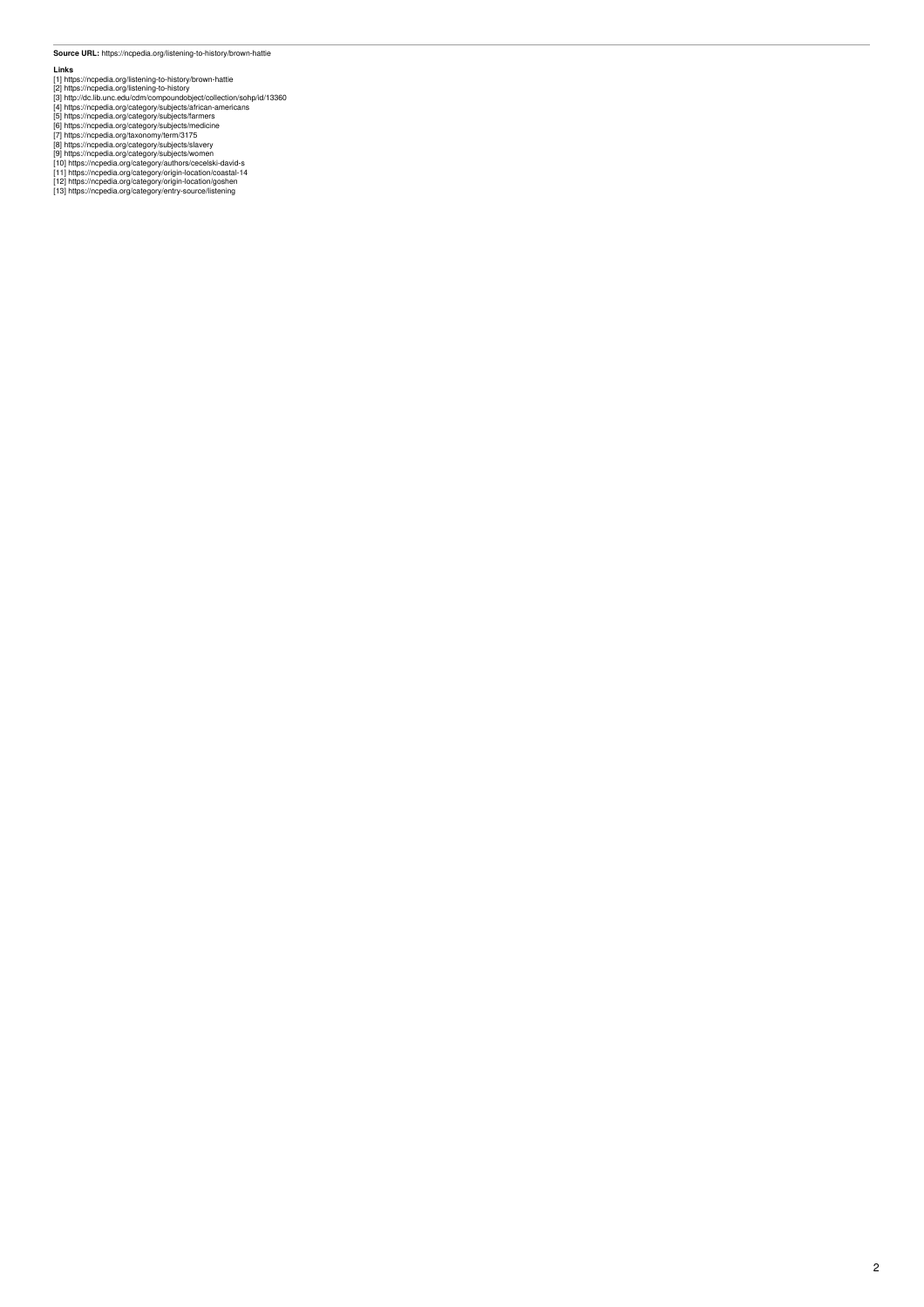**Source URL:** https://ncpedia.org/listening-to-history/brown-hattie

**Links**

[1] https://ncpedia.org/listening-to-history/brown-hattie
[2] https://ncpedia.org/listening-to-history
[3] http://dc.lib.unc.edu/cdm/compoundobject/collection/sohp/id/13360
[4] https://ncpedia.org/category/subjects/african-americans
[5] https://ncpedia.org/category/subjects/farmers
[6] https://ncpedia.org/category/subjects/medicine
[7] https://ncpedia.org/taxonomy/term/3175
[8] https://ncpedia.org/category/subjects/slavery
[9] https://ncpedia.org/category/subjects/women
[10] https://ncpedia.org/category/authors/cecelski-david-s
[11] https://ncpedia.org/category/origin-location/coastal-14
[12] https://ncpedia.org/category/origin-location/goshen
[13] https://ncpedia.org/category/entry-source/listening